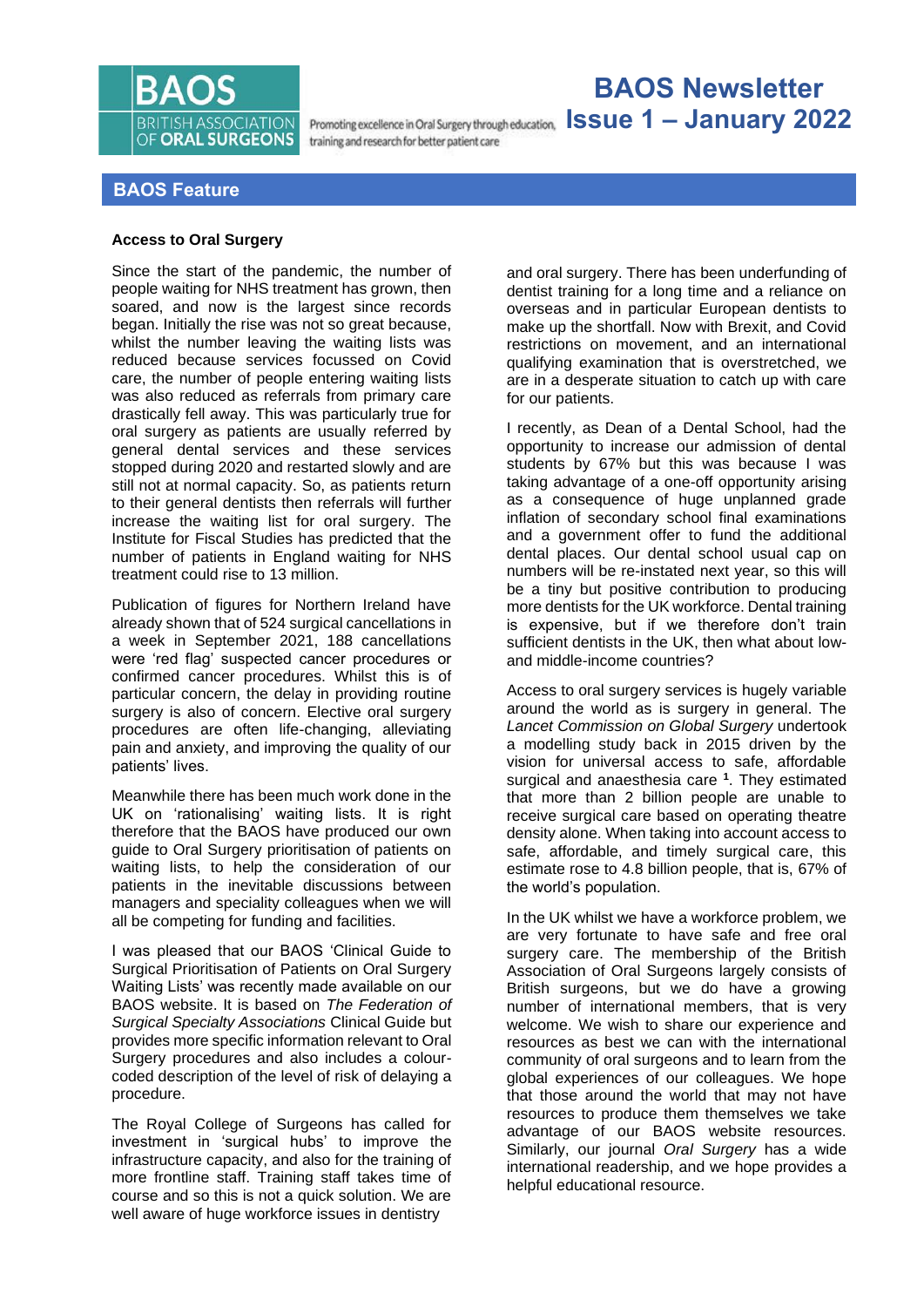# BAOS Newsletter Issue 1 – January 2022

BAOS BRITISH ASSOCIATION OF ORAL SURGEONS

Promoting excellence in Oral Surgery through education, training and research for better patient care

## BAOS Feature

### Access to Oral Surgery

Since the start of the pandemic, the number of people waiting for NHS treatment has grown, then soared, and now is the largest since records began. Initially the rise was not so great because, whilst the number leaving the waiting lists was reduced because services focussed on Covid care, the number of people entering waiting lists was also reduced as referrals from primary care drastically fell away. This was particularly true for oral surgery as patients are usually referred by general dental services and these services stopped during 2020 and restarted slowly and are still not at normal capacity. So, as patients return to their general dentists then referrals will further increase the waiting list for oral surgery. The Institute for Fiscal Studies has predicted that the number of patients in England waiting for NHS treatment could rise to 13 million.

Publication of figures for Northern Ireland have already shown that of 524 surgical cancellations in a week in September 2021, 188 cancellations were 'red flag' suspected cancer procedures or confirmed cancer procedures. Whilst this is of particular concern, the delay in providing routine surgery is also of concern. Elective oral surgery procedures are often life-changing, alleviating pain and anxiety, and improving the quality of our patients' lives.

Meanwhile there has been much work done in the UK on 'rationalising' waiting lists. It is right therefore that the BAOS have produced our own guide to Oral Surgery prioritisation of patients on waiting lists, to help the consideration of our patients in the inevitable discussions between managers and speciality colleagues when we will all be competing for funding and facilities.

I was pleased that our BAOS 'Clinical Guide to Surgical Prioritisation of Patients on Oral Surgery Waiting Lists' was recently made available on our BAOS website. It is based on *The Federation of Surgical Specialty Associations* Clinical Guide but provides more specific information relevant to Oral Surgery procedures and also includes a colour-coded description of the level of risk of delaying a procedure.

The Royal College of Surgeons has called for investment in 'surgical hubs' to improve the infrastructure capacity, and also for the training of more frontline staff. Training staff takes time of course and so this is not a quick solution. We are well aware of huge workforce issues in dentistry and oral surgery. There has been underfunding of dentist training for a long time and a reliance on overseas and in particular European dentists to make up the shortfall. Now with Brexit, and Covid restrictions on movement, and an international qualifying examination that is overstretched, we are in a desperate situation to catch up with care for our patients.

I recently, as Dean of a Dental School, had the opportunity to increase our admission of dental students by 67% but this was because I was taking advantage of a one-off opportunity arising as a consequence of huge unplanned grade inflation of secondary school final examinations and a government offer to fund the additional dental places. Our dental school usual cap on numbers will be re-instated next year, so this will be a tiny but positive contribution to producing more dentists for the UK workforce. Dental training is expensive, but if we therefore don't train sufficient dentists in the UK, then what about low- and middle-income countries?

Access to oral surgery services is hugely variable around the world as is surgery in general. The *Lancet Commission on Global Surgery* undertook a modelling study back in 2015 driven by the vision for universal access to safe, affordable surgical and anaesthesia care [1]. They estimated that more than 2 billion people are unable to receive surgical care based on operating theatre density alone. When taking into account access to safe, affordable, and timely surgical care, this estimate rose to 4.8 billion people, that is, 67% of the world's population.

In the UK whilst we have a workforce problem, we are very fortunate to have safe and free oral surgery care. The membership of the British Association of Oral Surgeons largely consists of British surgeons, but we do have a growing number of international members, that is very welcome. We wish to share our experience and resources as best we can with the international community of oral surgeons and to learn from the global experiences of our colleagues. We hope that those around the world that may not have resources to produce them themselves we take advantage of our BAOS website resources. Similarly, our journal *Oral Surgery* has a wide international readership, and we hope provides a helpful educational resource.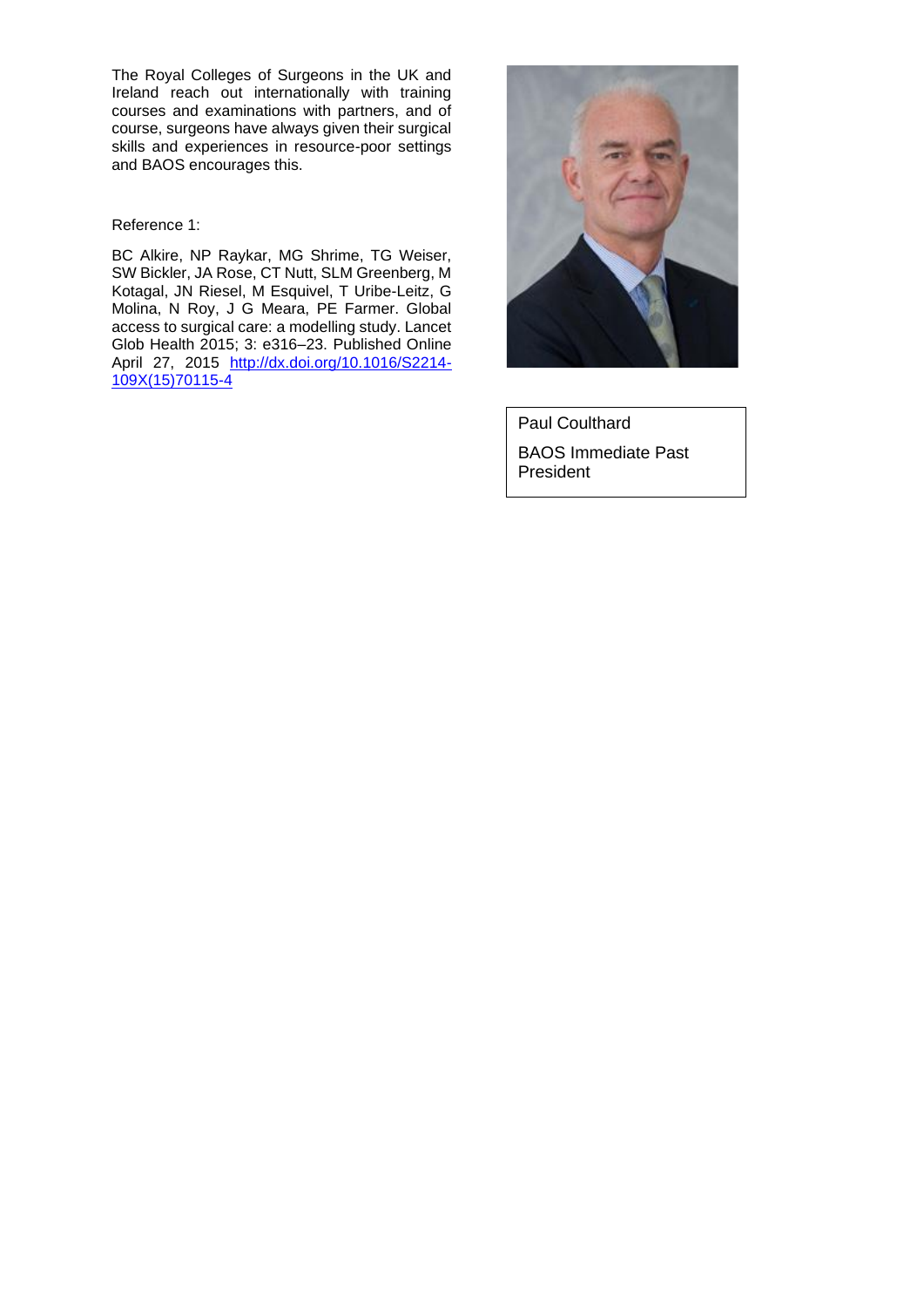The Royal Colleges of Surgeons in the UK and Ireland reach out internationally with training courses and examinations with partners, and of course, surgeons have always given their surgical skills and experiences in resource-poor settings and BAOS encourages this.

Reference 1:

BC Alkire, NP Raykar, MG Shrime, TG Weiser, SW Bickler, JA Rose, CT Nutt, SLM Greenberg, M Kotagal, JN Riesel, M Esquivel, T Uribe-Leitz, G Molina, N Roy, J G Meara, PE Farmer. Global access to surgical care: a modelling study. Lancet Glob Health 2015; 3: e316–23. Published Online April 27, 2015 [http://dx.doi.org/10.1016/S2214-109X(15)70115-4](http://dx.doi.org/10.1016/S2214-109X(15)70115-4)

Paul Coulthard

BAOS Immediate Past President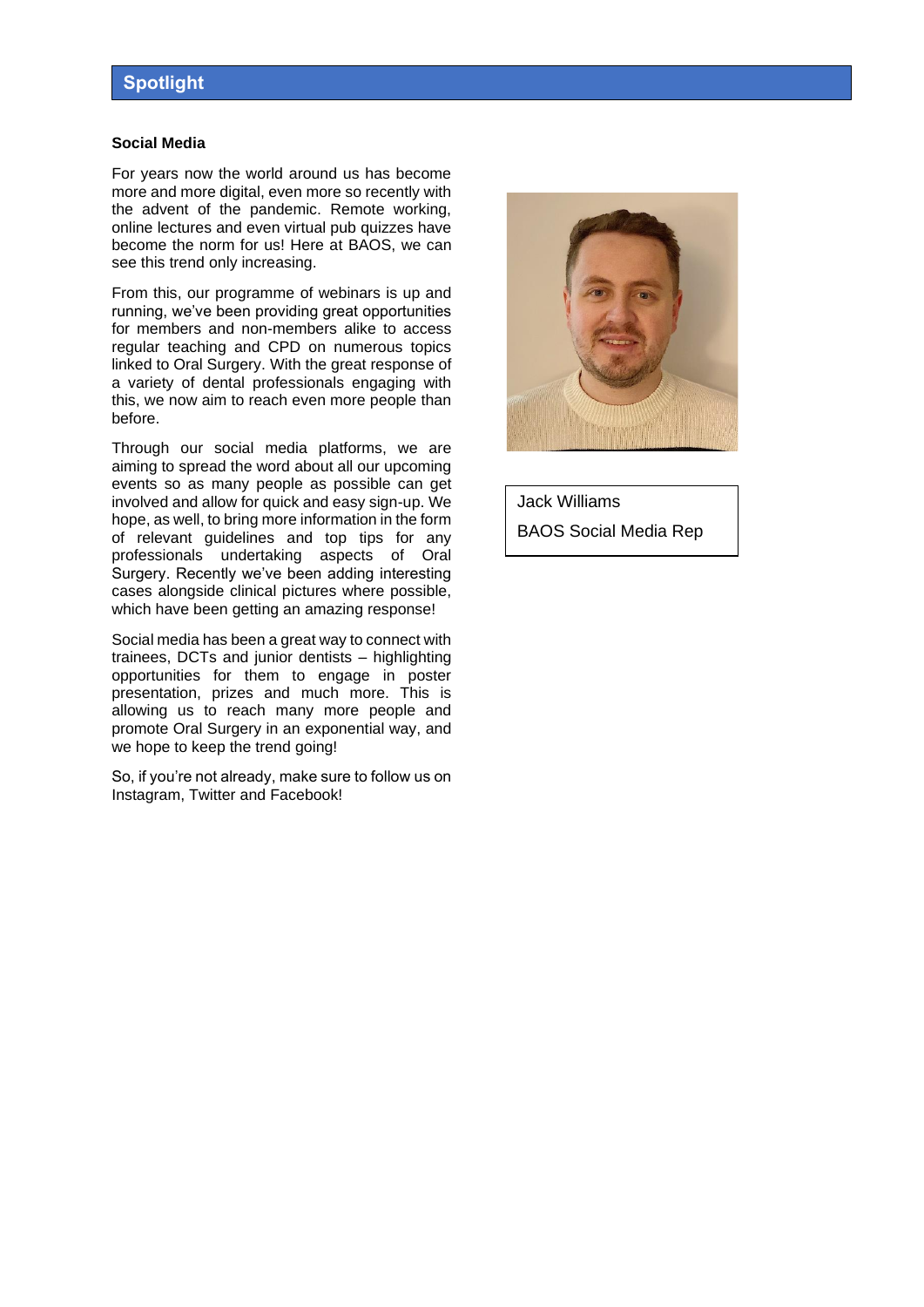## Spotlight

### Social Media

For years now the world around us has become more and more digital, even more so recently with the advent of the pandemic. Remote working, online lectures and even virtual pub quizzes have become the norm for us! Here at BAOS, we can see this trend only increasing.

From this, our programme of webinars is up and running, we've been providing great opportunities for members and non-members alike to access regular teaching and CPD on numerous topics linked to Oral Surgery. With the great response of a variety of dental professionals engaging with this, we now aim to reach even more people than before.

Through our social media platforms, we are aiming to spread the word about all our upcoming events so as many people as possible can get involved and allow for quick and easy sign-up. We hope, as well, to bring more information in the form of relevant guidelines and top tips for any professionals undertaking aspects of Oral Surgery. Recently we've been adding interesting cases alongside clinical pictures where possible, which have been getting an amazing response!

Social media has been a great way to connect with trainees, DCTs and junior dentists – highlighting opportunities for them to engage in poster presentation, prizes and much more. This is allowing us to reach many more people and promote Oral Surgery in an exponential way, and we hope to keep the trend going!

So, if you're not already, make sure to follow us on Instagram, Twitter and Facebook!

Jack Williams

BAOS Social Media Rep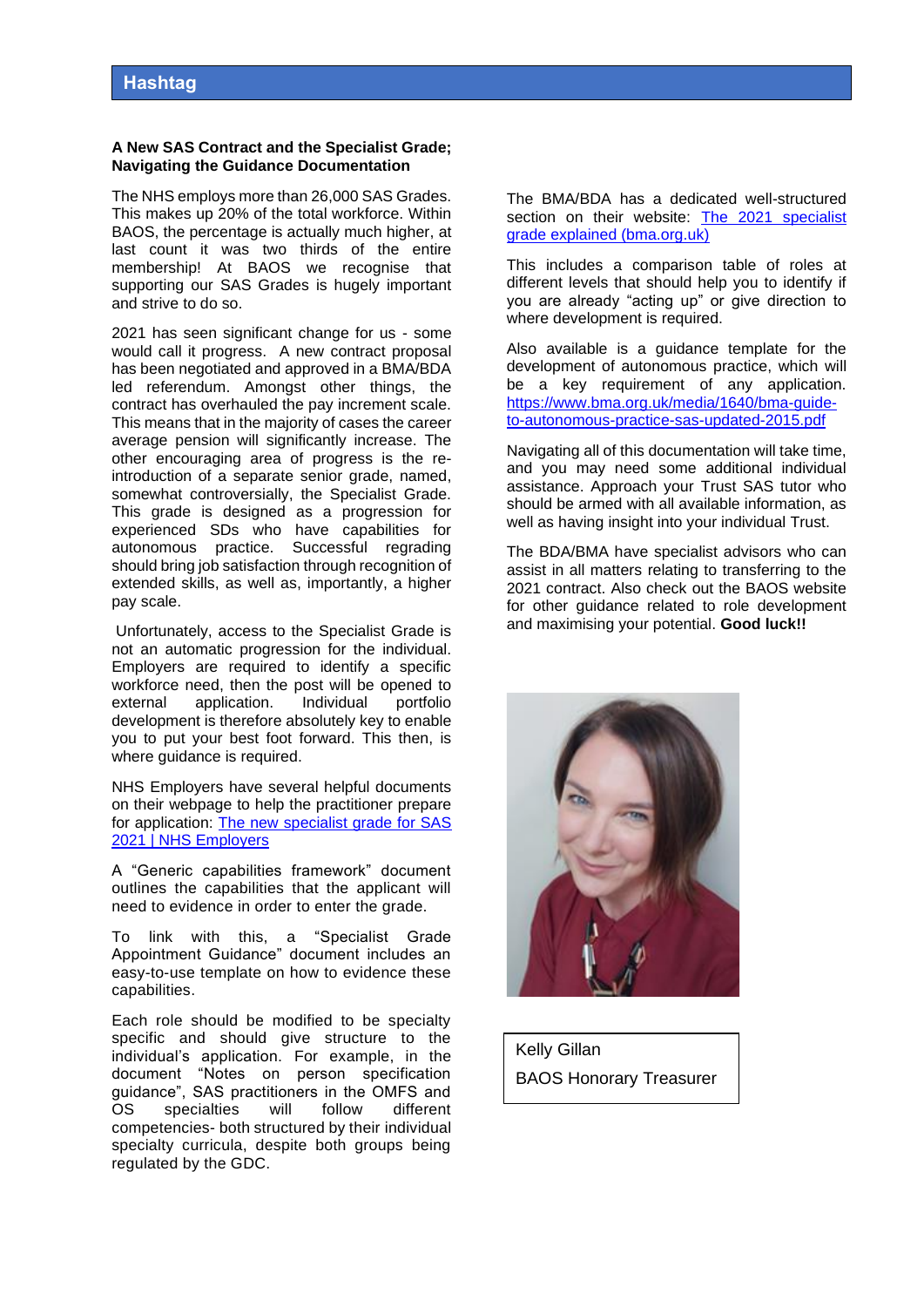## Hashtag

### A New SAS Contract and the Specialist Grade; Navigating the Guidance Documentation

The NHS employs more than 26,000 SAS Grades. This makes up 20% of the total workforce. Within BAOS, the percentage is actually much higher, at last count it was two thirds of the entire membership! At BAOS we recognise that supporting our SAS Grades is hugely important and strive to do so.

2021 has seen significant change for us - some would call it progress. A new contract proposal has been negotiated and approved in a BMA/BDA led referendum. Amongst other things, the contract has overhauled the pay increment scale. This means that in the majority of cases the career average pension will significantly increase. The other encouraging area of progress is the re-introduction of a separate senior grade, named, somewhat controversially, the Specialist Grade. This grade is designed as a progression for experienced SDs who have capabilities for autonomous practice. Successful regrading should bring job satisfaction through recognition of extended skills, as well as, importantly, a higher pay scale.

Unfortunately, access to the Specialist Grade is not an automatic progression for the individual. Employers are required to identify a specific workforce need, then the post will be opened to external application. Individual portfolio development is therefore absolutely key to enable you to put your best foot forward. This then, is where guidance is required.

NHS Employers have several helpful documents on their webpage to help the practitioner prepare for application: [The new specialist grade for SAS 2021 | NHS Employers]

A "Generic capabilities framework" document outlines the capabilities that the applicant will need to evidence in order to enter the grade.

To link with this, a "Specialist Grade Appointment Guidance" document includes an easy-to-use template on how to evidence these capabilities.

Each role should be modified to be specialty specific and should give structure to the individual's application. For example, in the document "Notes on person specification guidance", SAS practitioners in the OMFS and OS specialties will follow different competencies- both structured by their individual specialty curricula, despite both groups being regulated by the GDC.

The BMA/BDA has a dedicated well-structured section on their website: [The 2021 specialist grade explained (bma.org.uk)]

This includes a comparison table of roles at different levels that should help you to identify if you are already "acting up" or give direction to where development is required.

Also available is a guidance template for the development of autonomous practice, which will be a key requirement of any application. https://www.bma.org.uk/media/1640/bma-guide-to-autonomous-practice-sas-updated-2015.pdf

Navigating all of this documentation will take time, and you may need some additional individual assistance. Approach your Trust SAS tutor who should be armed with all available information, as well as having insight into your individual Trust.

The BDA/BMA have specialist advisors who can assist in all matters relating to transferring to the 2021 contract. Also check out the BAOS website for other guidance related to role development and maximising your potential. **Good luck!!**

Kelly Gillan

BAOS Honorary Treasurer